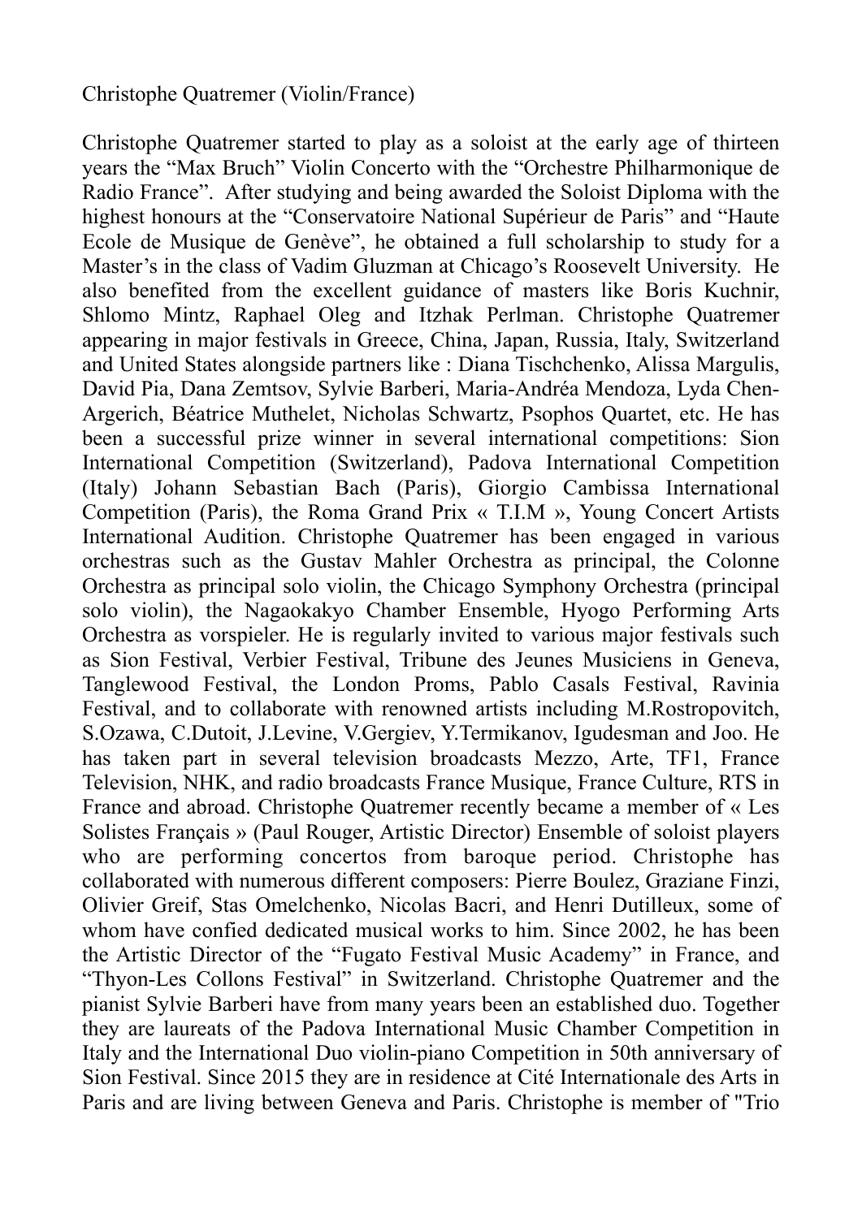Christophe Quatremer (Violin/France)

Christophe Quatremer started to play as a soloist at the early age of thirteen years the “Max Bruch” Violin Concerto with the “Orchestre Philharmonique de Radio France”. After studying and being awarded the Soloist Diploma with the highest honours at the “Conservatoire National Supérieur de Paris” and “Haute Ecole de Musique de Genève”, he obtained a full scholarship to study for a Master’s in the class of Vadim Gluzman at Chicago’s Roosevelt University. He also benefited from the excellent guidance of masters like Boris Kuchnir, Shlomo Mintz, Raphael Oleg and Itzhak Perlman. Christophe Quatremer appearing in major festivals in Greece, China, Japan, Russia, Italy, Switzerland and United States alongside partners like : Diana Tischchenko, Alissa Margulis, David Pia, Dana Zemtsov, Sylvie Barberi, Maria-Andréa Mendoza, Lyda Chen-Argerich, Béatrice Muthelet, Nicholas Schwartz, Psophos Quartet, etc. He has been a successful prize winner in several international competitions: Sion International Competition (Switzerland), Padova International Competition (Italy) Johann Sebastian Bach (Paris), Giorgio Cambissa International Competition (Paris), the Roma Grand Prix « T.I.M », Young Concert Artists International Audition. Christophe Quatremer has been engaged in various orchestras such as the Gustav Mahler Orchestra as principal, the Colonne Orchestra as principal solo violin, the Chicago Symphony Orchestra (principal solo violin), the Nagaokakyo Chamber Ensemble, Hyogo Performing Arts Orchestra as vorspieler. He is regularly invited to various major festivals such as Sion Festival, Verbier Festival, Tribune des Jeunes Musiciens in Geneva, Tanglewood Festival, the London Proms, Pablo Casals Festival, Ravinia Festival, and to collaborate with renowned artists including M.Rostropovitch, S.Ozawa, C.Dutoit, J.Levine, V.Gergiev, Y.Termikanov, Igudesman and Joo. He has taken part in several television broadcasts Mezzo, Arte, TF1, France Television, NHK, and radio broadcasts France Musique, France Culture, RTS in France and abroad. Christophe Quatremer recently became a member of « Les Solistes Français » (Paul Rouger, Artistic Director) Ensemble of soloist players who are performing concertos from baroque period. Christophe has collaborated with numerous different composers: Pierre Boulez, Graziane Finzi, Olivier Greif, Stas Omelchenko, Nicolas Bacri, and Henri Dutilleux, some of whom have confied dedicated musical works to him. Since 2002, he has been the Artistic Director of the “Fugato Festival Music Academy” in France, and “Thyon-Les Collons Festival” in Switzerland. Christophe Quatremer and the pianist Sylvie Barberi have from many years been an established duo. Together they are laureats of the Padova International Music Chamber Competition in Italy and the International Duo violin-piano Competition in 50th anniversary of Sion Festival. Since 2015 they are in residence at Cité Internationale des Arts in Paris and are living between Geneva and Paris. Christophe is member of "Trio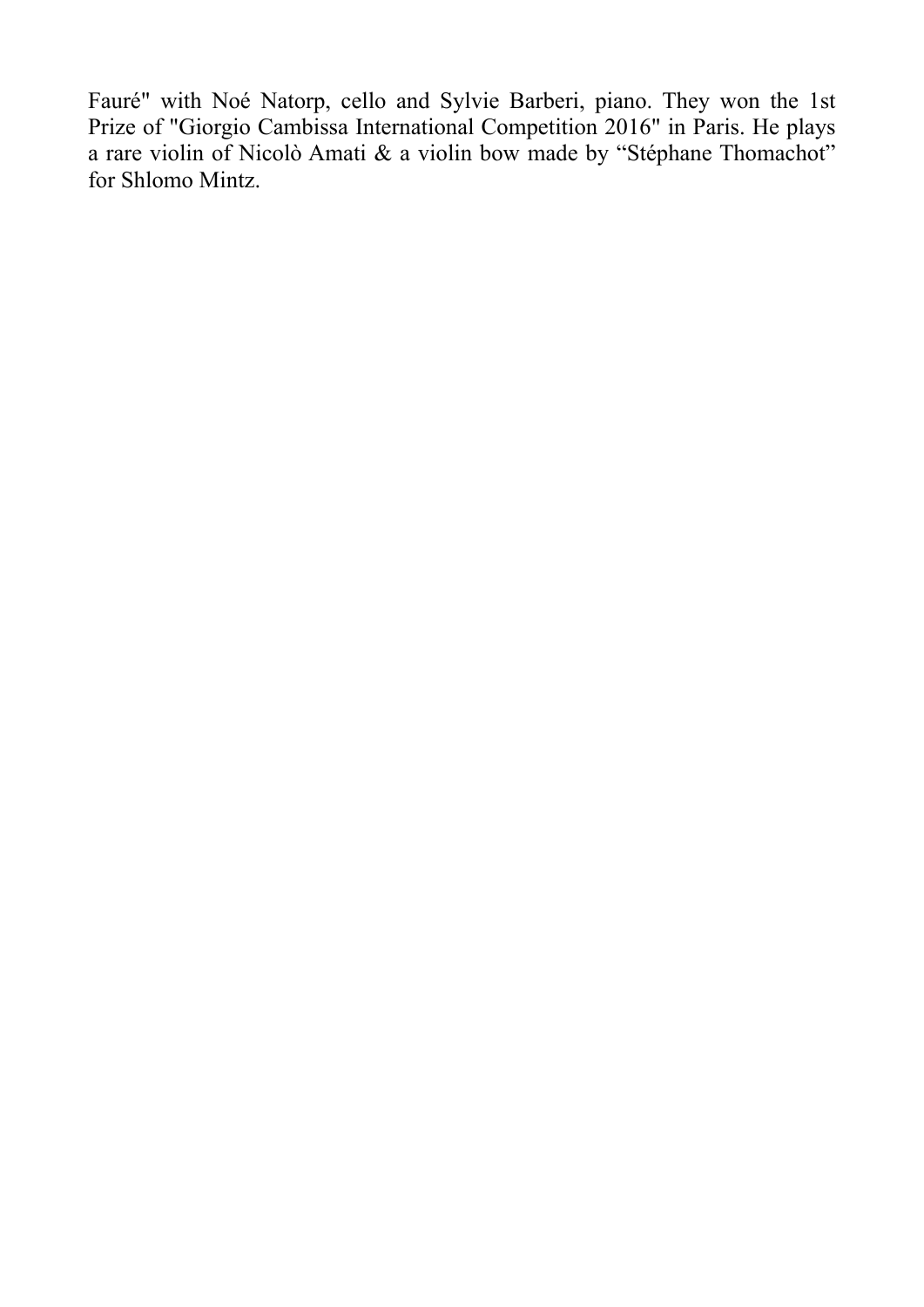Fauré" with Noé Natorp, cello and Sylvie Barberi, piano. They won the 1st Prize of "Giorgio Cambissa International Competition 2016" in Paris. He plays a rare violin of Nicolò Amati & a violin bow made by “Stéphane Thomachot” for Shlomo Mintz.